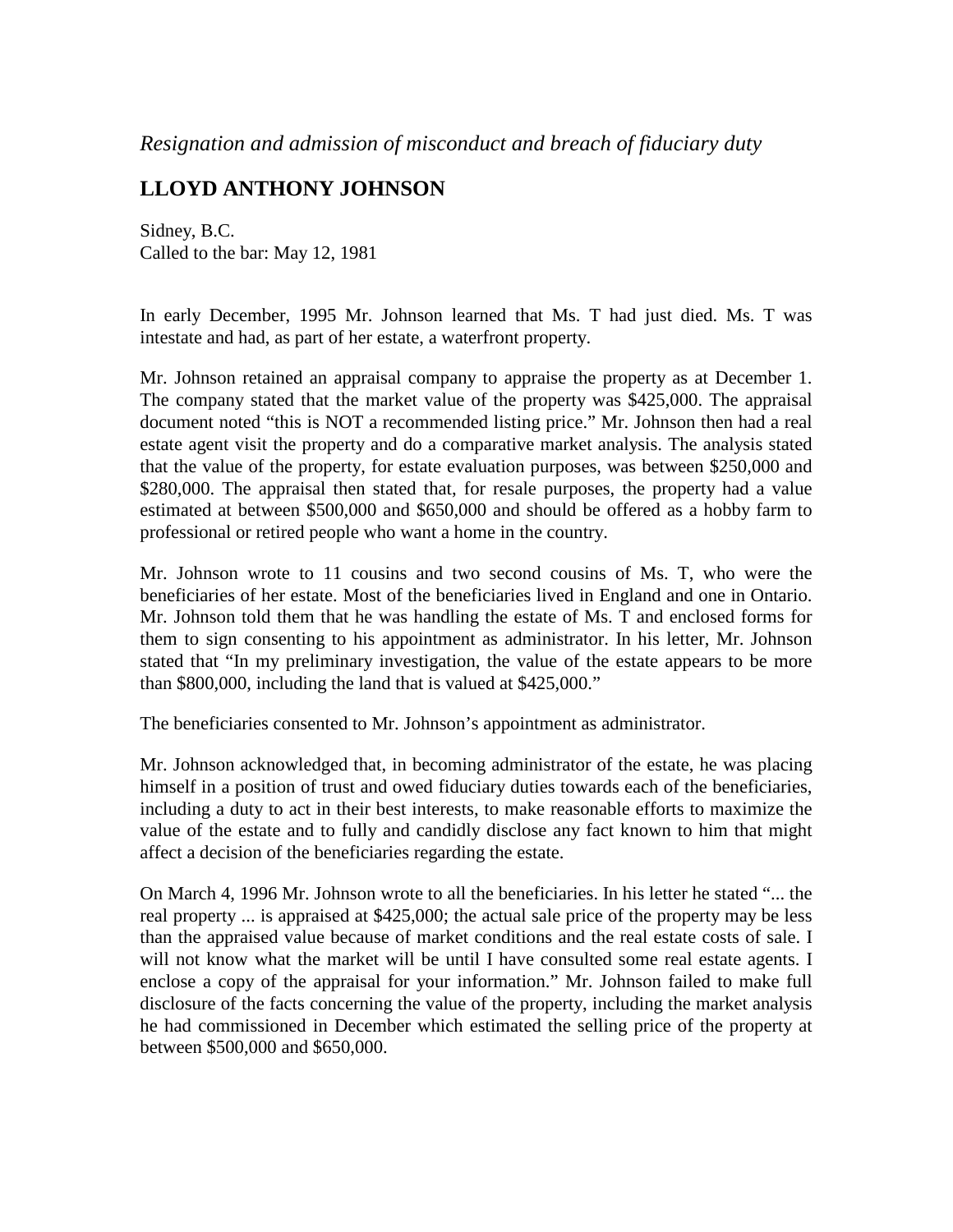*Resignation and admission of misconduct and breach of fiduciary duty*

## LLOYD ANTHONY JOHNSON

Sidney, B.C.
Called to the bar: May 12, 1981

In early December, 1995 Mr. Johnson learned that Ms. T had just died. Ms. T was intestate and had, as part of her estate, a waterfront property.

Mr. Johnson retained an appraisal company to appraise the property as at December 1. The company stated that the market value of the property was $425,000. The appraisal document noted "this is NOT a recommended listing price." Mr. Johnson then had a real estate agent visit the property and do a comparative market analysis. The analysis stated that the value of the property, for estate evaluation purposes, was between $250,000 and $280,000. The appraisal then stated that, for resale purposes, the property had a value estimated at between $500,000 and $650,000 and should be offered as a hobby farm to professional or retired people who want a home in the country.

Mr. Johnson wrote to 11 cousins and two second cousins of Ms. T, who were the beneficiaries of her estate. Most of the beneficiaries lived in England and one in Ontario. Mr. Johnson told them that he was handling the estate of Ms. T and enclosed forms for them to sign consenting to his appointment as administrator. In his letter, Mr. Johnson stated that "In my preliminary investigation, the value of the estate appears to be more than $800,000, including the land that is valued at $425,000."

The beneficiaries consented to Mr. Johnson's appointment as administrator.

Mr. Johnson acknowledged that, in becoming administrator of the estate, he was placing himself in a position of trust and owed fiduciary duties towards each of the beneficiaries, including a duty to act in their best interests, to make reasonable efforts to maximize the value of the estate and to fully and candidly disclose any fact known to him that might affect a decision of the beneficiaries regarding the estate.

On March 4, 1996 Mr. Johnson wrote to all the beneficiaries. In his letter he stated "... the real property ... is appraised at $425,000; the actual sale price of the property may be less than the appraised value because of market conditions and the real estate costs of sale. I will not know what the market will be until I have consulted some real estate agents. I enclose a copy of the appraisal for your information." Mr. Johnson failed to make full disclosure of the facts concerning the value of the property, including the market analysis he had commissioned in December which estimated the selling price of the property at between $500,000 and $650,000.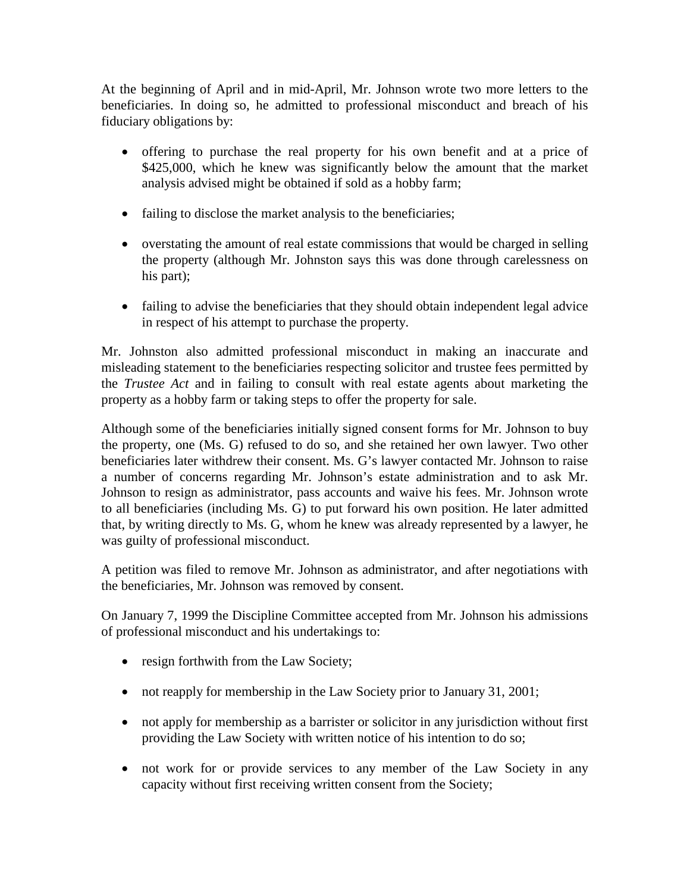At the beginning of April and in mid-April, Mr. Johnson wrote two more letters to the beneficiaries. In doing so, he admitted to professional misconduct and breach of his fiduciary obligations by:

- offering to purchase the real property for his own benefit and at a price of $425,000, which he knew was significantly below the amount that the market analysis advised might be obtained if sold as a hobby farm;
- failing to disclose the market analysis to the beneficiaries;
- overstating the amount of real estate commissions that would be charged in selling the property (although Mr. Johnston says this was done through carelessness on his part);
- failing to advise the beneficiaries that they should obtain independent legal advice in respect of his attempt to purchase the property.

Mr. Johnston also admitted professional misconduct in making an inaccurate and misleading statement to the beneficiaries respecting solicitor and trustee fees permitted by the *Trustee Act* and in failing to consult with real estate agents about marketing the property as a hobby farm or taking steps to offer the property for sale.

Although some of the beneficiaries initially signed consent forms for Mr. Johnson to buy the property, one (Ms. G) refused to do so, and she retained her own lawyer. Two other beneficiaries later withdrew their consent. Ms. G's lawyer contacted Mr. Johnson to raise a number of concerns regarding Mr. Johnson's estate administration and to ask Mr. Johnson to resign as administrator, pass accounts and waive his fees. Mr. Johnson wrote to all beneficiaries (including Ms. G) to put forward his own position. He later admitted that, by writing directly to Ms. G, whom he knew was already represented by a lawyer, he was guilty of professional misconduct.

A petition was filed to remove Mr. Johnson as administrator, and after negotiations with the beneficiaries, Mr. Johnson was removed by consent.

On January 7, 1999 the Discipline Committee accepted from Mr. Johnson his admissions of professional misconduct and his undertakings to:

- resign forthwith from the Law Society;
- not reapply for membership in the Law Society prior to January 31, 2001;
- not apply for membership as a barrister or solicitor in any jurisdiction without first providing the Law Society with written notice of his intention to do so;
- not work for or provide services to any member of the Law Society in any capacity without first receiving written consent from the Society;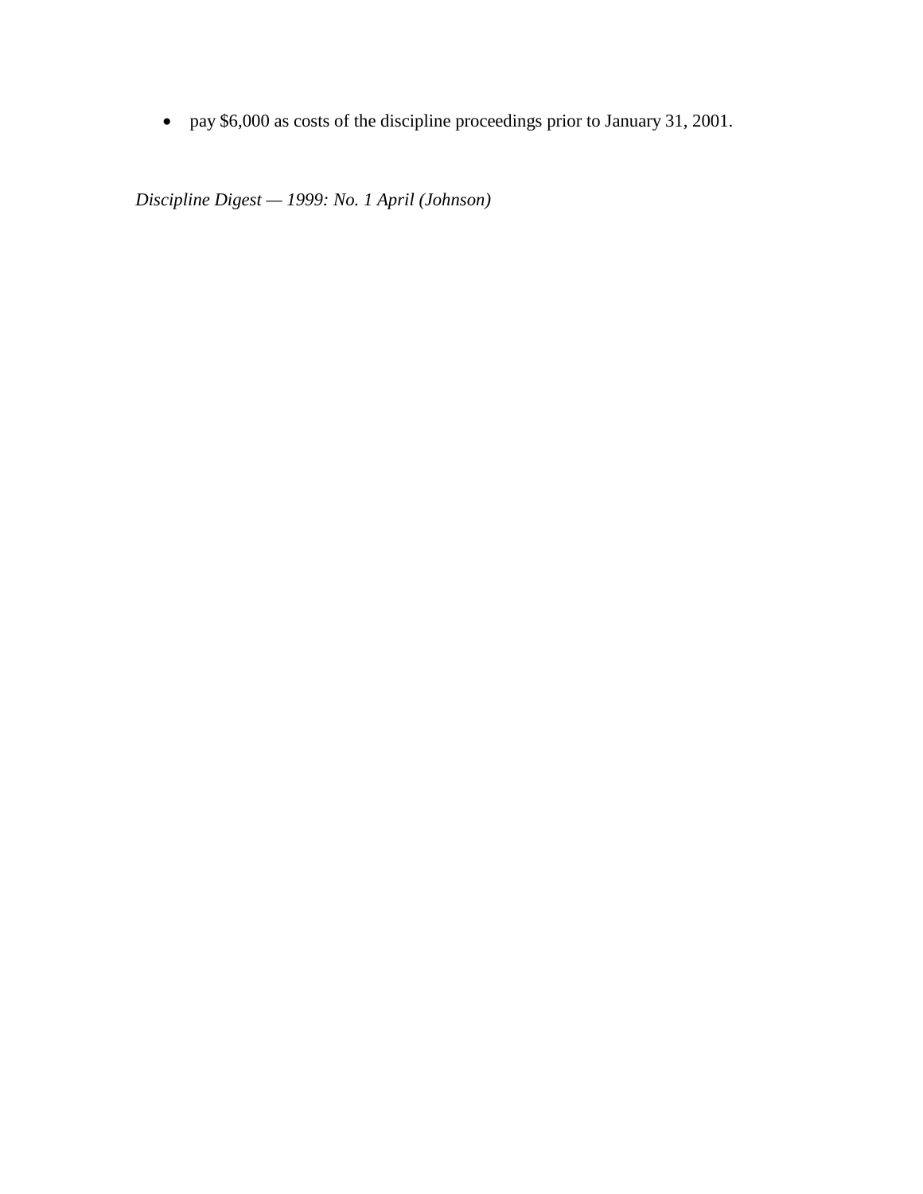- pay $6,000 as costs of the discipline proceedings prior to January 31, 2001.

*Discipline Digest — 1999: No. 1 April (Johnson)*